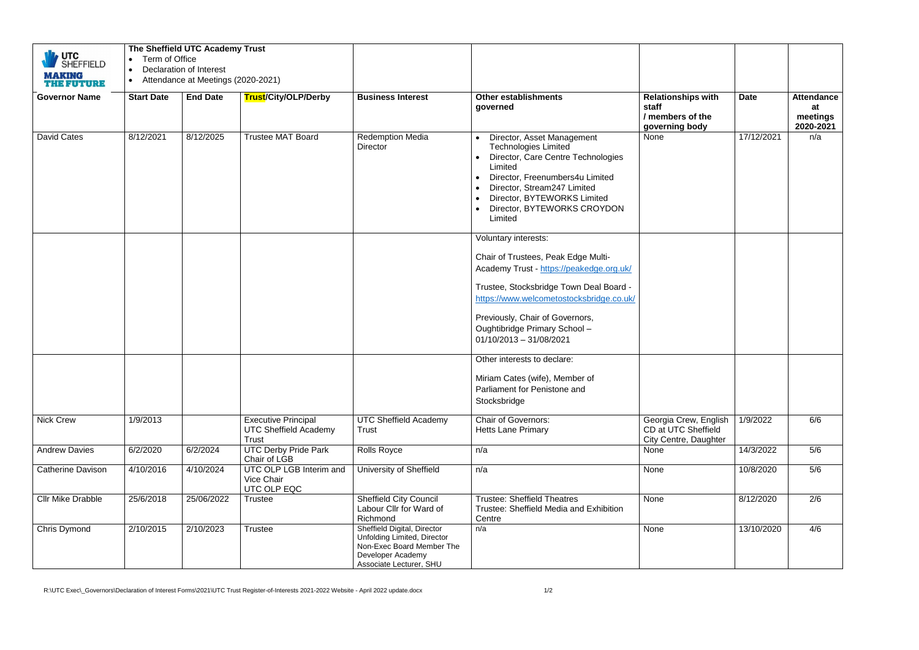**The Sheffield UTC Academy Trust**

- Term of Office
- Declaration of Interest
- Attendance at Meetings (2020-2021)

| Governor Name | Start Date | End Date | Trust/City/OLP/Derby | Business Interest | Other establishments governed | Relationships with staff / members of the governing body | Date | Attendance at meetings 2020-2021 |
|---|---|---|---|---|---|---|---|---|
| David Cates | 8/12/2021 | 8/12/2025 | Trustee MAT Board | Redemption Media Director | • Director, Asset Management Technologies Limited<br>• Director, Care Centre Technologies Limited<br>• Director, Freenumbers4u Limited<br>• Director, Stream247 Limited<br>• Director, BYTEWORKS Limited<br>• Director, BYTEWORKS CROYDON Limited | None | 17/12/2021 | n/a |
| | | | | | Voluntary interests:<br><br>Chair of Trustees, Peak Edge Multi-Academy Trust - https://peakedge.org.uk/<br><br>Trustee, Stocksbridge Town Deal Board - https://www.welcometostocksbridge.co.uk/<br><br>Previously, Chair of Governors, Oughtibridge Primary School – 01/10/2013 – 31/08/2021 | | | |
| | | | | | Other interests to declare:<br><br>Miriam Cates (wife), Member of Parliament for Penistone and Stocksbridge | | | |
| Nick Crew | 1/9/2013 | | Executive Principal UTC Sheffield Academy Trust | UTC Sheffield Academy Trust | Chair of Governors: Hetts Lane Primary | Georgia Crew, English CD at UTC Sheffield City Centre, Daughter | 1/9/2022 | 6/6 |
| Andrew Davies | 6/2/2020 | 6/2/2024 | UTC Derby Pride Park Chair of LGB | Rolls Royce | n/a | None | 14/3/2022 | 5/6 |
| Catherine Davison | 4/10/2016 | 4/10/2024 | UTC OLP LGB Interim and Vice Chair UTC OLP EQC | University of Sheffield | n/a | None | 10/8/2020 | 5/6 |
| Cllr Mike Drabble | 25/6/2018 | 25/06/2022 | Trustee | Sheffield City Council Labour Cllr for Ward of Richmond | Trustee: Sheffield Theatres<br>Trustee: Sheffield Media and Exhibition Centre | None | 8/12/2020 | 2/6 |
| Chris Dymond | 2/10/2015 | 2/10/2023 | Trustee | Sheffield Digital, Director Unfolding Limited, Director Non-Exec Board Member The Developer Academy Associate Lecturer, SHU | n/a | None | 13/10/2020 | 4/6 |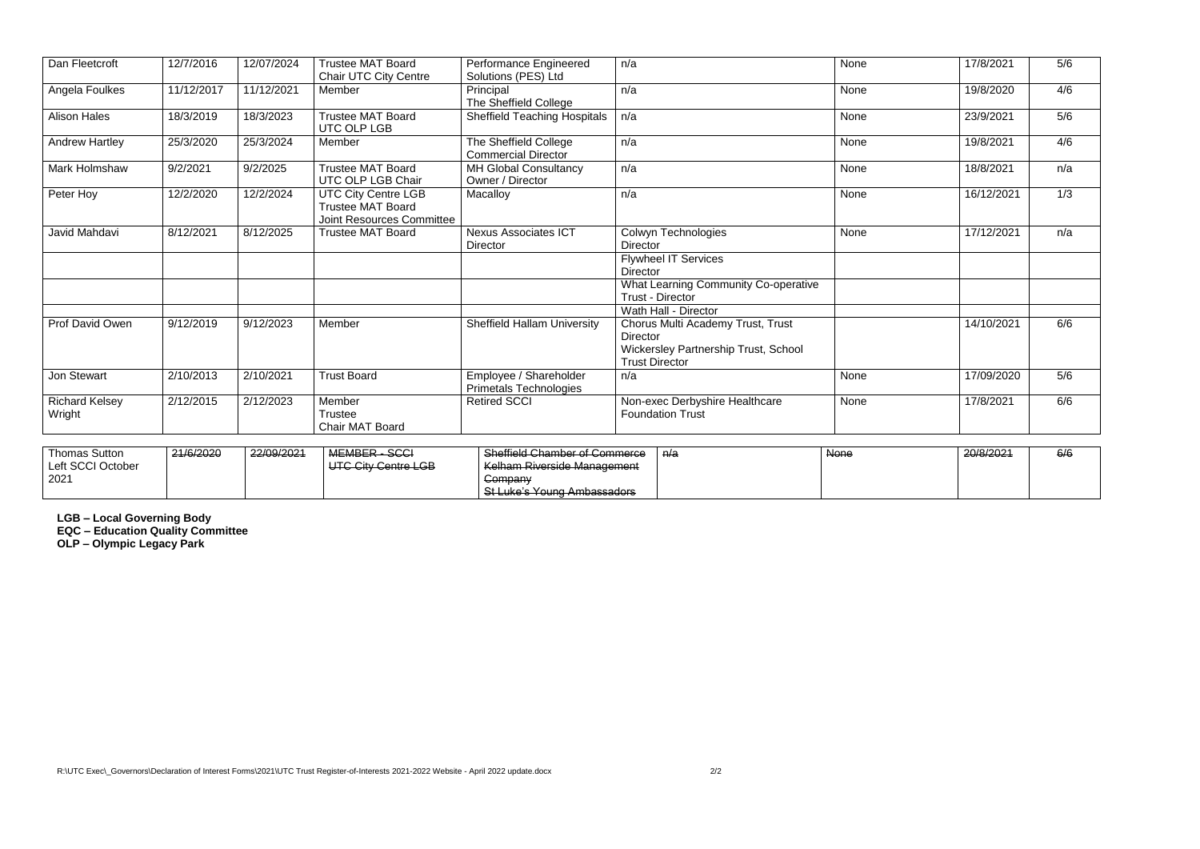| | | | | | | | | |
|---|---|---|---|---|---|---|---|---|
| Dan Fleetcroft | 12/7/2016 | 12/07/2024 | Trustee MAT Board<br>Chair UTC City Centre | Performance Engineered Solutions (PES) Ltd | n/a | None | 17/8/2021 | 5/6 |
| Angela Foulkes | 11/12/2017 | 11/12/2021 | Member | Principal<br>The Sheffield College | n/a | None | 19/8/2020 | 4/6 |
| Alison Hales | 18/3/2019 | 18/3/2023 | Trustee MAT Board<br>UTC OLP LGB | Sheffield Teaching Hospitals | n/a | None | 23/9/2021 | 5/6 |
| Andrew Hartley | 25/3/2020 | 25/3/2024 | Member | The Sheffield College<br>Commercial Director | n/a | None | 19/8/2021 | 4/6 |
| Mark Holmshaw | 9/2/2021 | 9/2/2025 | Trustee MAT Board<br>UTC OLP LGB Chair | MH Global Consultancy<br>Owner / Director | n/a | None | 18/8/2021 | n/a |
| Peter Hoy | 12/2/2020 | 12/2/2024 | UTC City Centre LGB<br>Trustee MAT Board<br>Joint Resources Committee | Macalloy | n/a | None | 16/12/2021 | 1/3 |
| Javid Mahdavi | 8/12/2021 | 8/12/2025 | Trustee MAT Board | Nexus Associates ICT<br>Director | Colwyn Technologies<br>Director | None | 17/12/2021 | n/a |
| | | | | | Flywheel IT Services<br>Director | | | |
| | | | | | What Learning Community Co-operative Trust - Director | | | |
| | | | | | Wath Hall - Director | | | |
| Prof David Owen | 9/12/2019 | 9/12/2023 | Member | Sheffield Hallam University | Chorus Multi Academy Trust, Trust Director<br>Wickersley Partnership Trust, School Trust Director | | 14/10/2021 | 6/6 |
| Jon Stewart | 2/10/2013 | 2/10/2021 | Trust Board | Employee / Shareholder<br>Primetals Technologies | n/a | None | 17/09/2020 | 5/6 |
| Richard Kelsey Wright | 2/12/2015 | 2/12/2023 | Member<br>Trustee<br>Chair MAT Board | Retired SCCI | Non-exec Derbyshire Healthcare Foundation Trust | None | 17/8/2021 | 6/6 |
| Thomas Sutton<br>Left SCCI October 2021 | ~~21/6/2020~~ | ~~22/09/2021~~ | ~~MEMBER - SCCI~~<br>~~UTC City Centre LGB~~ | ~~Sheffield Chamber of Commerce~~<br>~~Kelham Riverside Management Company~~<br>~~St Luke's Young Ambassadors~~ | ~~n/a~~ | ~~None~~ | ~~20/8/2021~~ | ~~6/6~~ |

**LGB – Local Governing Body**
**EQC – Education Quality Committee**
**OLP – Olympic Legacy Park**

R:\UTC Exec\_Governors\Declaration of Interest Forms\2021\UTC Trust Register-of-Interests 2021-2022 Website - April 2022 update.docx